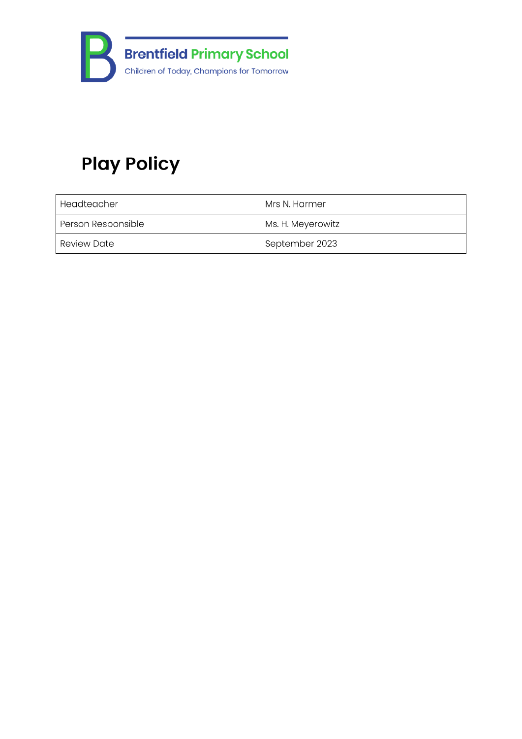Brentfield Primary School

Children of Today, Champions for Tomorrow

# Play Policy

| Headteacher | Mrs N. Harmer |
| --- | --- |
| Person Responsible | Ms. H. Meyerowitz |
| Review Date | September 2023 |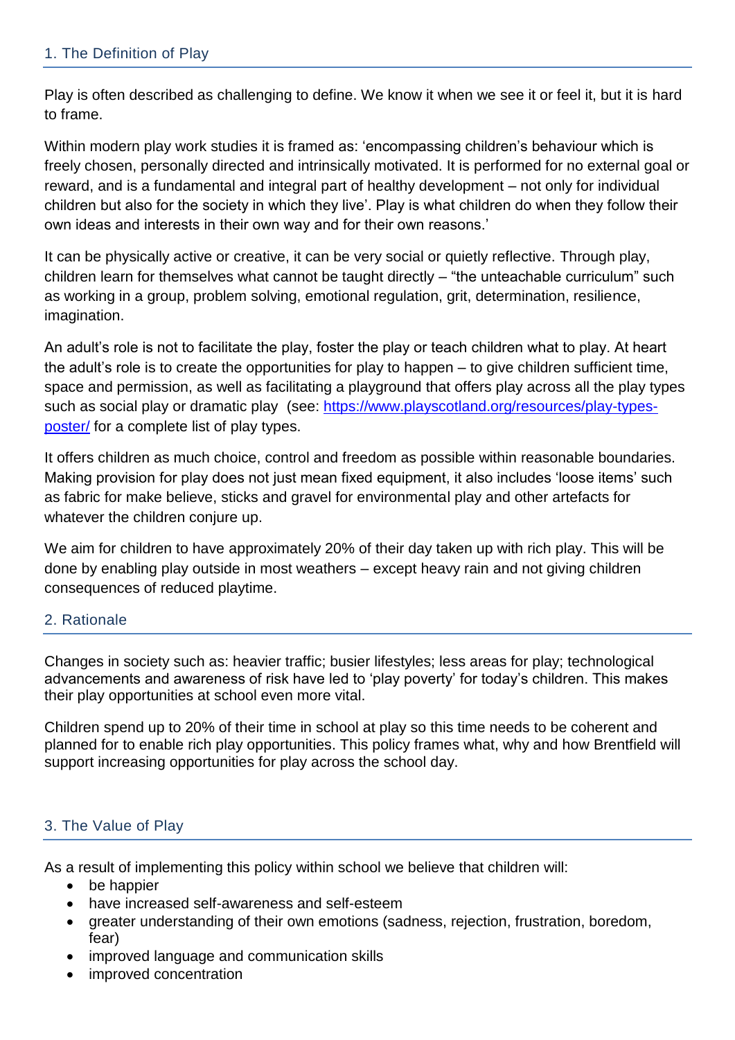## 1. The Definition of Play

Play is often described as challenging to define. We know it when we see it or feel it, but it is hard to frame.

Within modern play work studies it is framed as: 'encompassing children's behaviour which is freely chosen, personally directed and intrinsically motivated. It is performed for no external goal or reward, and is a fundamental and integral part of healthy development – not only for individual children but also for the society in which they live'. Play is what children do when they follow their own ideas and interests in their own way and for their own reasons.'

It can be physically active or creative, it can be very social or quietly reflective. Through play, children learn for themselves what cannot be taught directly – "the unteachable curriculum" such as working in a group, problem solving, emotional regulation, grit, determination, resilience, imagination.

An adult's role is not to facilitate the play, foster the play or teach children what to play. At heart the adult's role is to create the opportunities for play to happen – to give children sufficient time, space and permission, as well as facilitating a playground that offers play across all the play types such as social play or dramatic play (see: [https://www.playscotland.org/resources/play-types-poster/](https://www.playscotland.org/resources/play-types-poster/) for a complete list of play types.

It offers children as much choice, control and freedom as possible within reasonable boundaries. Making provision for play does not just mean fixed equipment, it also includes 'loose items' such as fabric for make believe, sticks and gravel for environmental play and other artefacts for whatever the children conjure up.

We aim for children to have approximately 20% of their day taken up with rich play. This will be done by enabling play outside in most weathers – except heavy rain and not giving children consequences of reduced playtime.

## 2. Rationale

Changes in society such as: heavier traffic; busier lifestyles; less areas for play; technological advancements and awareness of risk have led to 'play poverty' for today's children. This makes their play opportunities at school even more vital.

Children spend up to 20% of their time in school at play so this time needs to be coherent and planned for to enable rich play opportunities. This policy frames what, why and how Brentfield will support increasing opportunities for play across the school day.

## 3. The Value of Play

As a result of implementing this policy within school we believe that children will:

- be happier
- have increased self-awareness and self-esteem
- greater understanding of their own emotions (sadness, rejection, frustration, boredom, fear)
- improved language and communication skills
- improved concentration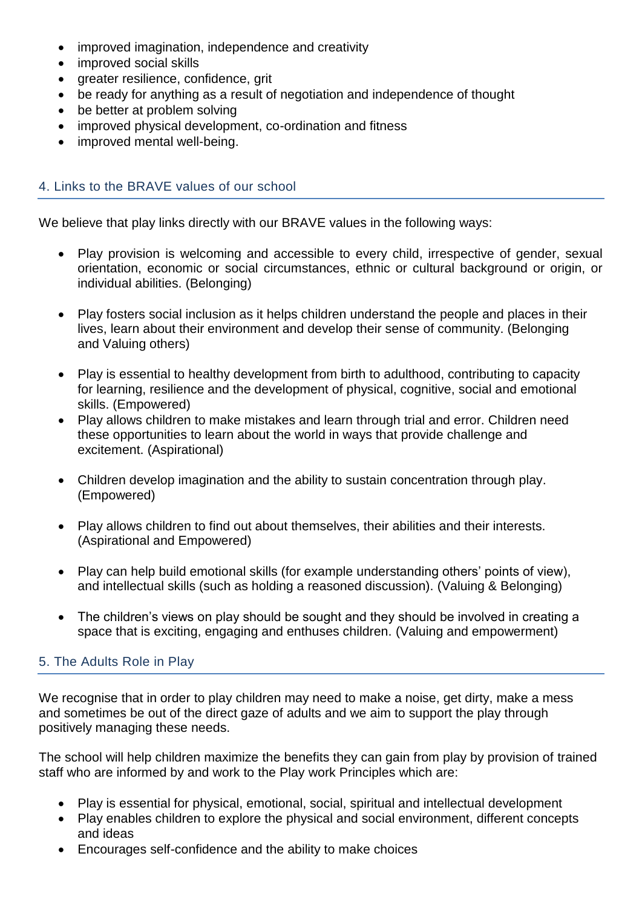- improved imagination, independence and creativity
- improved social skills
- greater resilience, confidence, grit
- be ready for anything as a result of negotiation and independence of thought
- be better at problem solving
- improved physical development, co-ordination and fitness
- improved mental well-being.

## 4. Links to the BRAVE values of our school

We believe that play links directly with our BRAVE values in the following ways:

- Play provision is welcoming and accessible to every child, irrespective of gender, sexual orientation, economic or social circumstances, ethnic or cultural background or origin, or individual abilities. (Belonging)

- Play fosters social inclusion as it helps children understand the people and places in their lives, learn about their environment and develop their sense of community. (Belonging and Valuing others)

- Play is essential to healthy development from birth to adulthood, contributing to capacity for learning, resilience and the development of physical, cognitive, social and emotional skills. (Empowered)
- Play allows children to make mistakes and learn through trial and error. Children need these opportunities to learn about the world in ways that provide challenge and excitement. (Aspirational)

- Children develop imagination and the ability to sustain concentration through play. (Empowered)

- Play allows children to find out about themselves, their abilities and their interests. (Aspirational and Empowered)

- Play can help build emotional skills (for example understanding others' points of view), and intellectual skills (such as holding a reasoned discussion). (Valuing & Belonging)

- The children's views on play should be sought and they should be involved in creating a space that is exciting, engaging and enthuses children. (Valuing and empowerment)

## 5. The Adults Role in Play

We recognise that in order to play children may need to make a noise, get dirty, make a mess and sometimes be out of the direct gaze of adults and we aim to support the play through positively managing these needs.

The school will help children maximize the benefits they can gain from play by provision of trained staff who are informed by and work to the Play work Principles which are:

- Play is essential for physical, emotional, social, spiritual and intellectual development
- Play enables children to explore the physical and social environment, different concepts and ideas
- Encourages self-confidence and the ability to make choices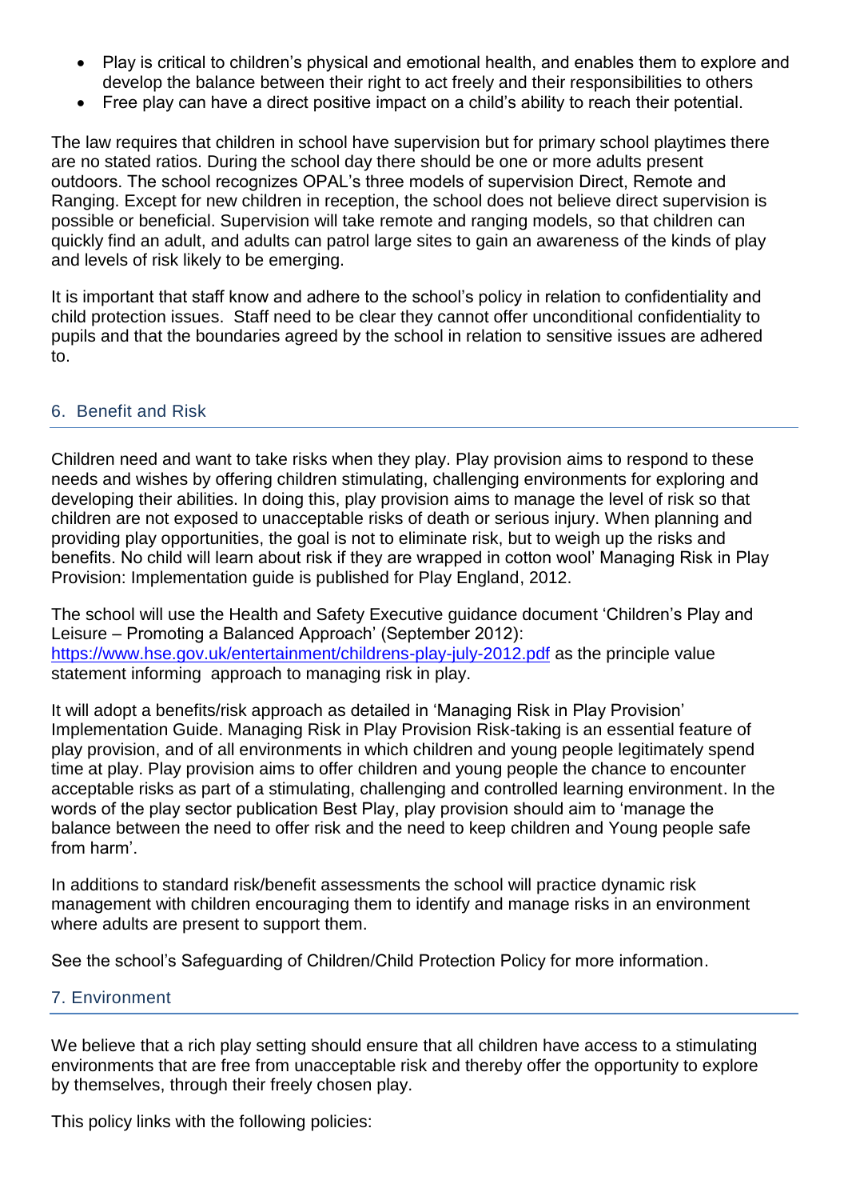- Play is critical to children's physical and emotional health, and enables them to explore and develop the balance between their right to act freely and their responsibilities to others
- Free play can have a direct positive impact on a child's ability to reach their potential.

The law requires that children in school have supervision but for primary school playtimes there are no stated ratios. During the school day there should be one or more adults present outdoors. The school recognizes OPAL's three models of supervision Direct, Remote and Ranging. Except for new children in reception, the school does not believe direct supervision is possible or beneficial. Supervision will take remote and ranging models, so that children can quickly find an adult, and adults can patrol large sites to gain an awareness of the kinds of play and levels of risk likely to be emerging.

It is important that staff know and adhere to the school's policy in relation to confidentiality and child protection issues. Staff need to be clear they cannot offer unconditional confidentiality to pupils and that the boundaries agreed by the school in relation to sensitive issues are adhered to.

## 6. Benefit and Risk

Children need and want to take risks when they play. Play provision aims to respond to these needs and wishes by offering children stimulating, challenging environments for exploring and developing their abilities. In doing this, play provision aims to manage the level of risk so that children are not exposed to unacceptable risks of death or serious injury. When planning and providing play opportunities, the goal is not to eliminate risk, but to weigh up the risks and benefits. No child will learn about risk if they are wrapped in cotton wool' Managing Risk in Play Provision: Implementation guide is published for Play England, 2012.

The school will use the Health and Safety Executive guidance document 'Children's Play and Leisure – Promoting a Balanced Approach' (September 2012): [https://www.hse.gov.uk/entertainment/childrens-play-july-2012.pdf](https://www.hse.gov.uk/entertainment/childrens-play-july-2012.pdf) as the principle value statement informing approach to managing risk in play.

It will adopt a benefits/risk approach as detailed in 'Managing Risk in Play Provision' Implementation Guide. Managing Risk in Play Provision Risk-taking is an essential feature of play provision, and of all environments in which children and young people legitimately spend time at play. Play provision aims to offer children and young people the chance to encounter acceptable risks as part of a stimulating, challenging and controlled learning environment. In the words of the play sector publication Best Play, play provision should aim to 'manage the balance between the need to offer risk and the need to keep children and Young people safe from harm'.

In additions to standard risk/benefit assessments the school will practice dynamic risk management with children encouraging them to identify and manage risks in an environment where adults are present to support them.

See the school's Safeguarding of Children/Child Protection Policy for more information.

## 7. Environment

We believe that a rich play setting should ensure that all children have access to a stimulating environments that are free from unacceptable risk and thereby offer the opportunity to explore by themselves, through their freely chosen play.

This policy links with the following policies: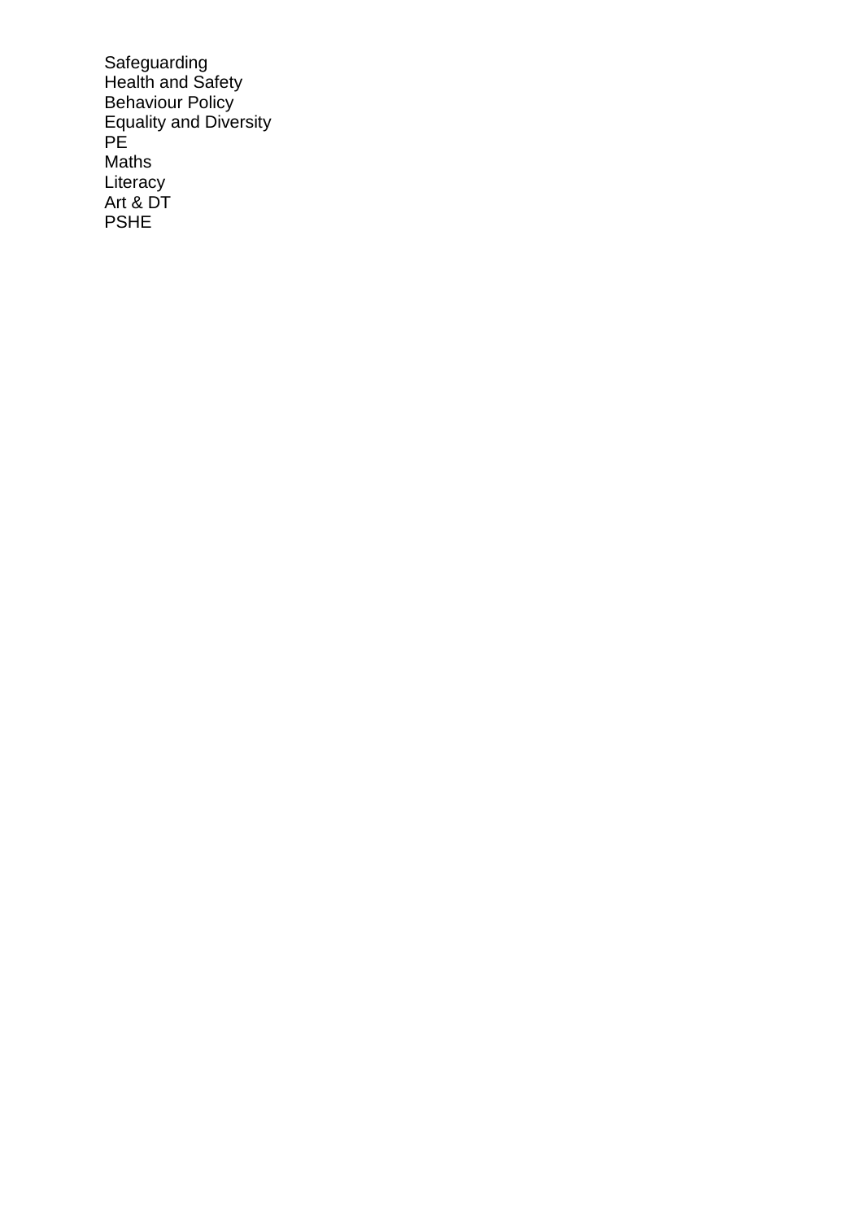Safeguarding
Health and Safety
Behaviour Policy
Equality and Diversity
PE
Maths
Literacy
Art & DT
PSHE